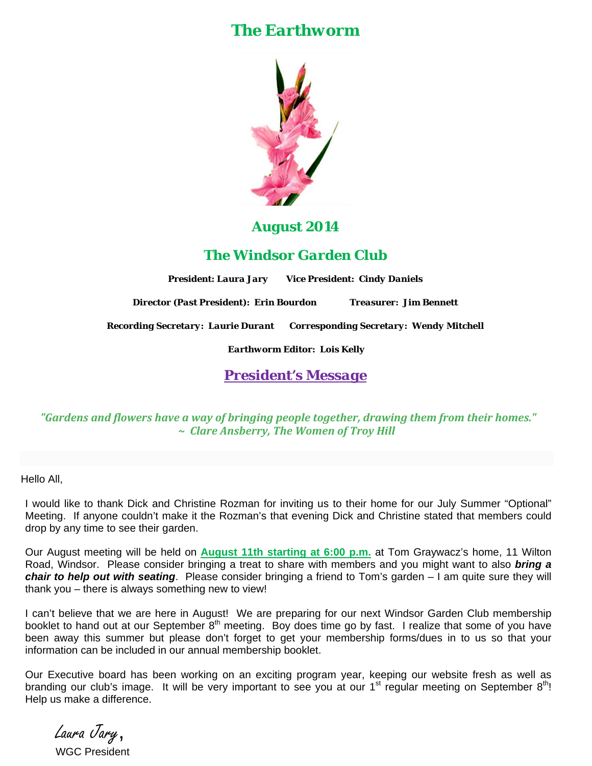# The Earthworm

## August 2014

## The Windsor Garden Club

**President: Laura Jary** **Vice President: Cindy Daniels**

**Director (Past President): Erin Bourdon** **Treasurer: Jim Bennett**

**Recording Secretary: Laurie Durant** **Corresponding Secretary: Wendy Mitchell**

**Earthworm Editor: Lois Kelly**

## President's Message

*"Gardens and flowers have a way of bringing people together, drawing them from their homes."*
*~ Clare Ansberry, The Women of Troy Hill*

Hello All,

I would like to thank Dick and Christine Rozman for inviting us to their home for our July Summer "Optional" Meeting. If anyone couldn't make it the Rozman's that evening Dick and Christine stated that members could drop by any time to see their garden.

Our August meeting will be held on **August 11th starting at 6:00 p.m.** at Tom Graywacz's home, 11 Wilton Road, Windsor. Please consider bringing a treat to share with members and you might want to also ***bring a chair to help out with seating***. Please consider bringing a friend to Tom's garden – I am quite sure they will thank you – there is always something new to view!

I can't believe that we are here in August! We are preparing for our next Windsor Garden Club membership booklet to hand out at our September 8th meeting. Boy does time go by fast. I realize that some of you have been away this summer but please don't forget to get your membership forms/dues in to us so that your information can be included in our annual membership booklet.

Our Executive board has been working on an exciting program year, keeping our website fresh as well as branding our club's image. It will be very important to see you at our 1st regular meeting on September 8th! Help us make a difference.

*Laura Jary*,
WGC President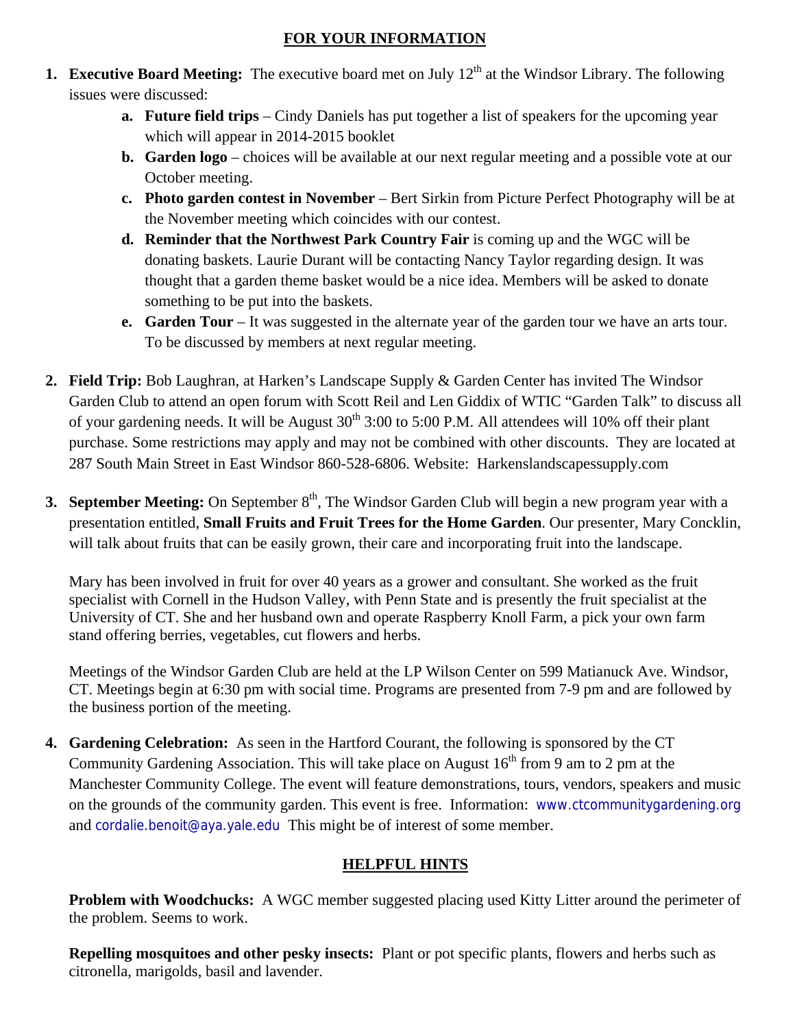## FOR YOUR INFORMATION

1. **Executive Board Meeting:** The executive board met on July 12th at the Windsor Library. The following issues were discussed:
   a. **Future field trips** – Cindy Daniels has put together a list of speakers for the upcoming year which will appear in 2014-2015 booklet
   b. **Garden logo** – choices will be available at our next regular meeting and a possible vote at our October meeting.
   c. **Photo garden contest in November** – Bert Sirkin from Picture Perfect Photography will be at the November meeting which coincides with our contest.
   d. **Reminder that the Northwest Park Country Fair** is coming up and the WGC will be donating baskets. Laurie Durant will be contacting Nancy Taylor regarding design. It was thought that a garden theme basket would be a nice idea. Members will be asked to donate something to be put into the baskets.
   e. **Garden Tour** – It was suggested in the alternate year of the garden tour we have an arts tour. To be discussed by members at next regular meeting.

2. **Field Trip:** Bob Laughran, at Harken's Landscape Supply & Garden Center has invited The Windsor Garden Club to attend an open forum with Scott Reil and Len Giddix of WTIC "Garden Talk" to discuss all of your gardening needs. It will be August 30th 3:00 to 5:00 P.M. All attendees will 10% off their plant purchase. Some restrictions may apply and may not be combined with other discounts. They are located at 287 South Main Street in East Windsor 860-528-6806. Website: Harkenslandscapessupply.com

3. **September Meeting:** On September 8th, The Windsor Garden Club will begin a new program year with a presentation entitled, **Small Fruits and Fruit Trees for the Home Garden**. Our presenter, Mary Concklin, will talk about fruits that can be easily grown, their care and incorporating fruit into the landscape.

   Mary has been involved in fruit for over 40 years as a grower and consultant. She worked as the fruit specialist with Cornell in the Hudson Valley, with Penn State and is presently the fruit specialist at the University of CT. She and her husband own and operate Raspberry Knoll Farm, a pick your own farm stand offering berries, vegetables, cut flowers and herbs.

   Meetings of the Windsor Garden Club are held at the LP Wilson Center on 599 Matianuck Ave. Windsor, CT. Meetings begin at 6:30 pm with social time. Programs are presented from 7-9 pm and are followed by the business portion of the meeting.

4. **Gardening Celebration:** As seen in the Hartford Courant, the following is sponsored by the CT Community Gardening Association. This will take place on August 16th from 9 am to 2 pm at the Manchester Community College. The event will feature demonstrations, tours, vendors, speakers and music on the grounds of the community garden. This event is free. Information: www.ctcommunitygardening.org and cordalie.benoit@aya.yale.edu This might be of interest of some member.

## HELPFUL HINTS

**Problem with Woodchucks:** A WGC member suggested placing used Kitty Litter around the perimeter of the problem. Seems to work.

**Repelling mosquitoes and other pesky insects:** Plant or pot specific plants, flowers and herbs such as citronella, marigolds, basil and lavender.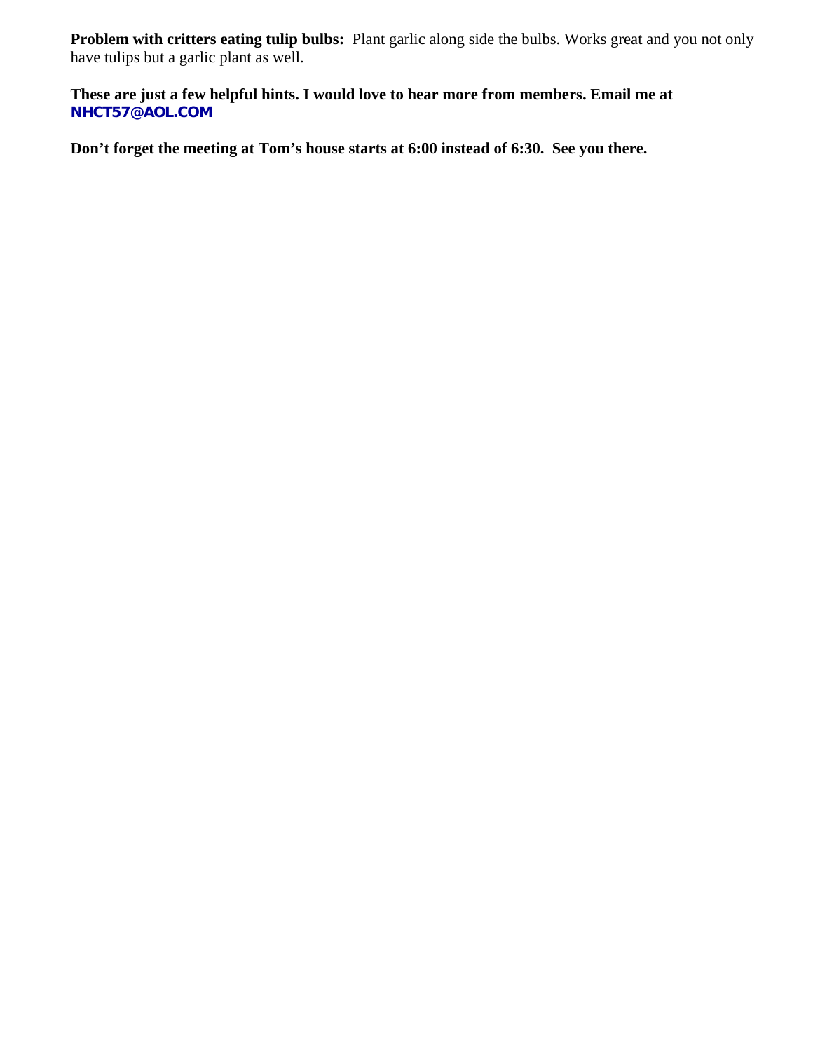**Problem with critters eating tulip bulbs:** Plant garlic along side the bulbs. Works great and you not only have tulips but a garlic plant as well.

**These are just a few helpful hints. I would love to hear more from members. Email me at NHCT57@AOL.COM**

**Don't forget the meeting at Tom's house starts at 6:00 instead of 6:30. See you there.**